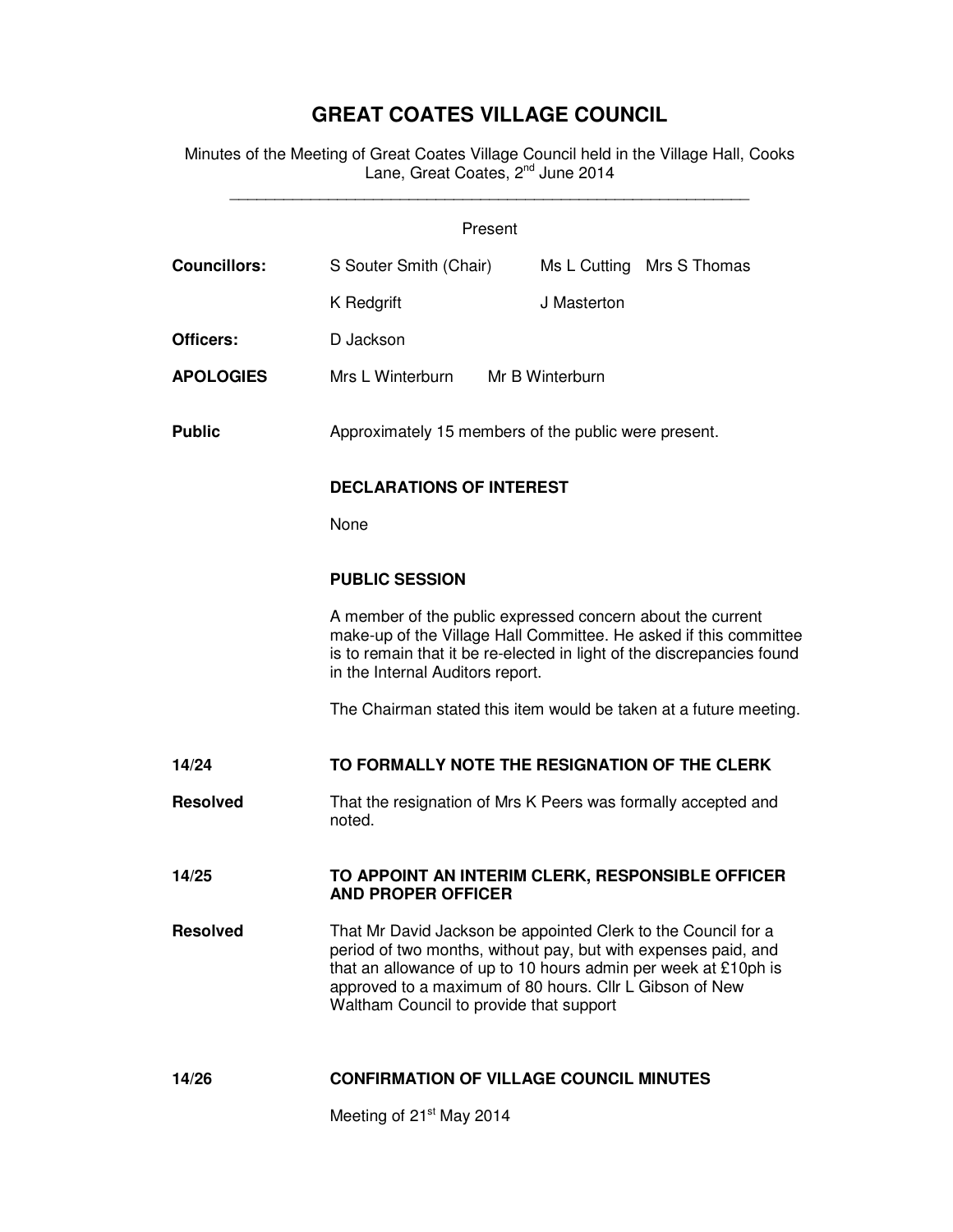# GREAT COATES VILLAGE COUNCIL

Minutes of the Meeting of Great Coates Village Council held in the Village Hall, Cooks Lane, Great Coates, 2nd June 2014

---

Present

| | | |
|---|---|---|
| **Councillors:** | S Souter Smith (Chair) | Ms L Cutting Mrs S Thomas |
| | K Redgrift | J Masterton |
| **Officers:** | D Jackson | |
| **APOLOGIES** | Mrs L Winterburn | Mr B Winterburn |

**Public** Approximately 15 members of the public were present.

**DECLARATIONS OF INTEREST**

None

**PUBLIC SESSION**

A member of the public expressed concern about the current make-up of the Village Hall Committee. He asked if this committee is to remain that it be re-elected in light of the discrepancies found in the Internal Auditors report.

The Chairman stated this item would be taken at a future meeting.

**14/24 TO FORMALLY NOTE THE RESIGNATION OF THE CLERK**

**Resolved** That the resignation of Mrs K Peers was formally accepted and noted.

**14/25 TO APPOINT AN INTERIM CLERK, RESPONSIBLE OFFICER AND PROPER OFFICER**

**Resolved** That Mr David Jackson be appointed Clerk to the Council for a period of two months, without pay, but with expenses paid, and that an allowance of up to 10 hours admin per week at £10ph is approved to a maximum of 80 hours. Cllr L Gibson of New Waltham Council to provide that support

**14/26 CONFIRMATION OF VILLAGE COUNCIL MINUTES**

Meeting of 21st May 2014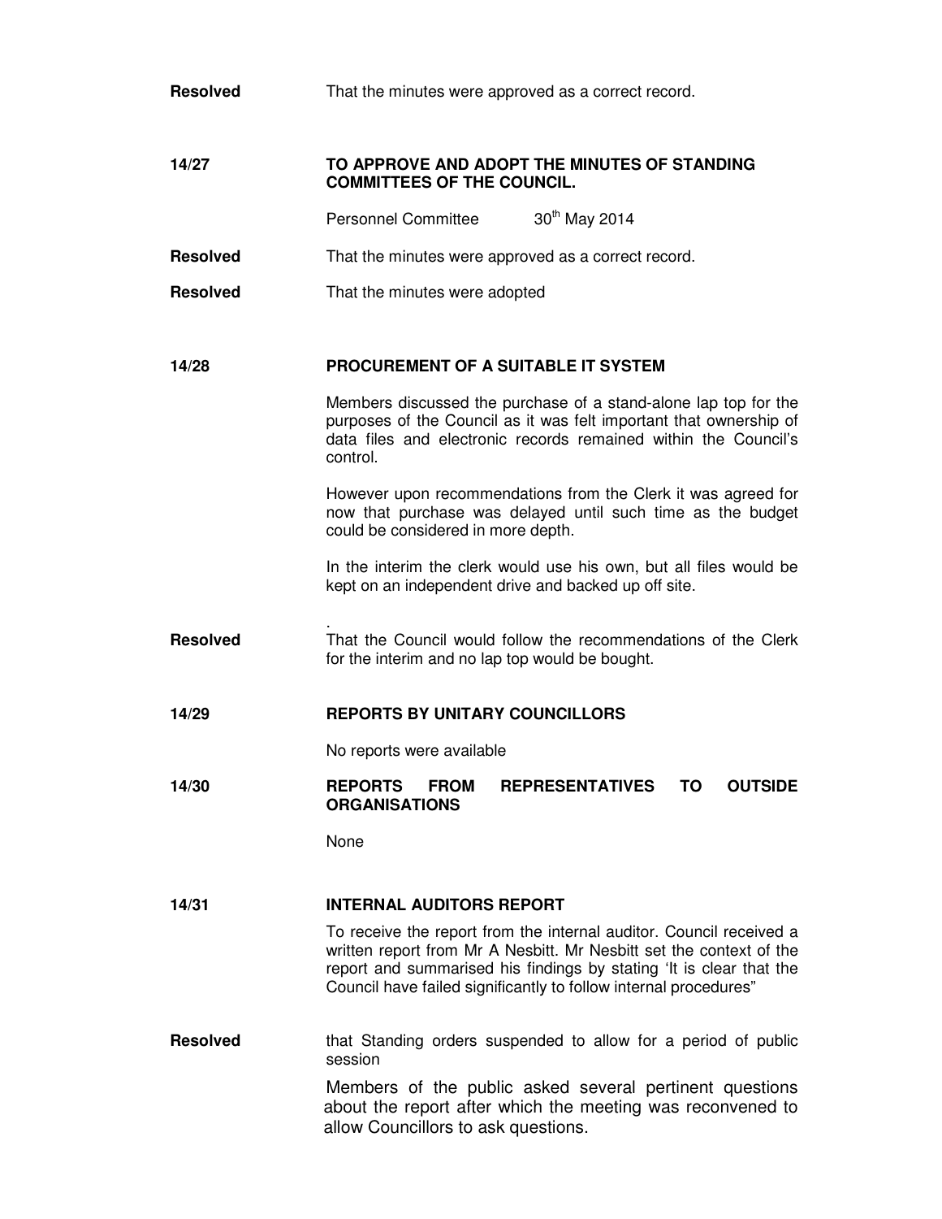**Resolved** That the minutes were approved as a correct record.

**14/27 TO APPROVE AND ADOPT THE MINUTES OF STANDING COMMITTEES OF THE COUNCIL.**

Personnel Committee 30th May 2014

**Resolved** That the minutes were approved as a correct record.

**Resolved** That the minutes were adopted

**14/28 PROCUREMENT OF A SUITABLE IT SYSTEM**

Members discussed the purchase of a stand-alone lap top for the purposes of the Council as it was felt important that ownership of data files and electronic records remained within the Council's control.

However upon recommendations from the Clerk it was agreed for now that purchase was delayed until such time as the budget could be considered in more depth.

In the interim the clerk would use his own, but all files would be kept on an independent drive and backed up off site.

.

**Resolved** That the Council would follow the recommendations of the Clerk for the interim and no lap top would be bought.

**14/29 REPORTS BY UNITARY COUNCILLORS**

No reports were available

**14/30 REPORTS FROM REPRESENTATIVES TO OUTSIDE ORGANISATIONS**

None

**14/31 INTERNAL AUDITORS REPORT**

To receive the report from the internal auditor. Council received a written report from Mr A Nesbitt. Mr Nesbitt set the context of the report and summarised his findings by stating 'It is clear that the Council have failed significantly to follow internal procedures"

**Resolved** that Standing orders suspended to allow for a period of public session

Members of the public asked several pertinent questions about the report after which the meeting was reconvened to allow Councillors to ask questions.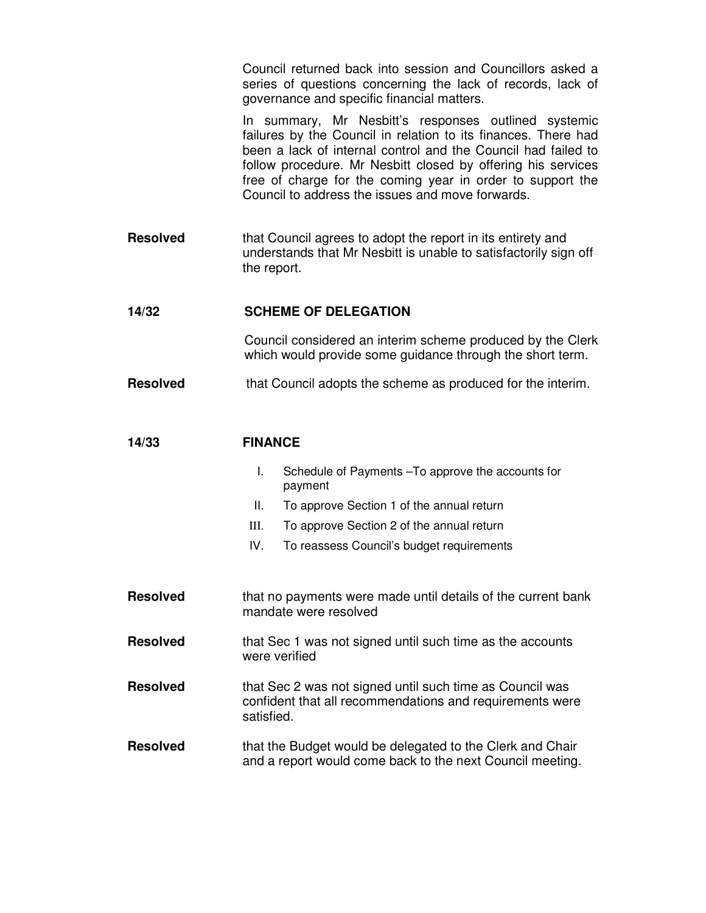Council returned back into session and Councillors asked a series of questions concerning the lack of records, lack of governance and specific financial matters.

In summary, Mr Nesbitt's responses outlined systemic failures by the Council in relation to its finances. There had been a lack of internal control and the Council had failed to follow procedure. Mr Nesbitt closed by offering his services free of charge for the coming year in order to support the Council to address the issues and move forwards.

**Resolved** that Council agrees to adopt the report in its entirety and understands that Mr Nesbitt is unable to satisfactorily sign off the report.

## 14/32 SCHEME OF DELEGATION

Council considered an interim scheme produced by the Clerk which would provide some guidance through the short term.

**Resolved** that Council adopts the scheme as produced for the interim.

## 14/33 FINANCE

I. Schedule of Payments –To approve the accounts for payment
II. To approve Section 1 of the annual return
III. To approve Section 2 of the annual return
IV. To reassess Council's budget requirements

**Resolved** that no payments were made until details of the current bank mandate were resolved

**Resolved** that Sec 1 was not signed until such time as the accounts were verified

**Resolved** that Sec 2 was not signed until such time as Council was confident that all recommendations and requirements were satisfied.

**Resolved** that the Budget would be delegated to the Clerk and Chair and a report would come back to the next Council meeting.